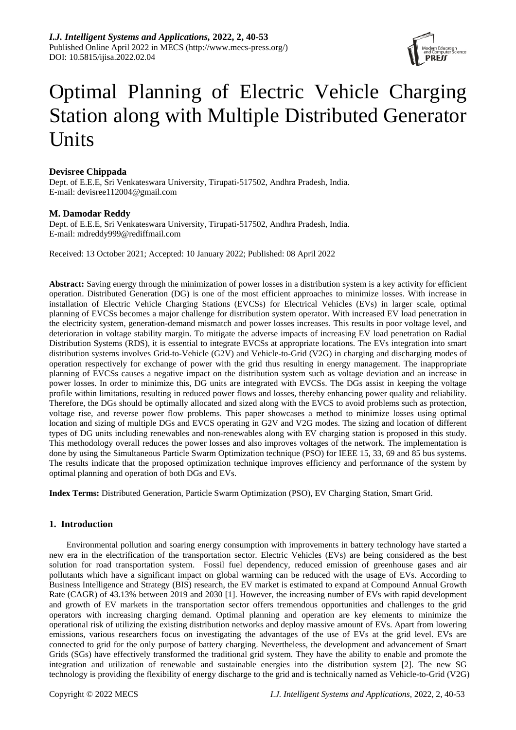# Optimal Planning of Electric Vehicle Charging Station along with Multiple Distributed Generator Units

**Devisree Chippada**

Dept. of E.E.E, Sri Venkateswara University, Tirupati-517502, Andhra Pradesh, India.
E-mail: devisree112004@gmail.com

**M. Damodar Reddy**

Dept. of E.E.E, Sri Venkateswara University, Tirupati-517502, Andhra Pradesh, India.
E-mail: mdreddy999@rediffmail.com

Received: 13 October 2021; Accepted: 10 January 2022; Published: 08 April 2022

**Abstract:** Saving energy through the minimization of power losses in a distribution system is a key activity for efficient operation. Distributed Generation (DG) is one of the most efficient approaches to minimize losses. With increase in installation of Electric Vehicle Charging Stations (EVCSs) for Electrical Vehicles (EVs) in larger scale, optimal planning of EVCSs becomes a major challenge for distribution system operator. With increased EV load penetration in the electricity system, generation-demand mismatch and power losses increases. This results in poor voltage level, and deterioration in voltage stability margin. To mitigate the adverse impacts of increasing EV load penetration on Radial Distribution Systems (RDS), it is essential to integrate EVCSs at appropriate locations. The EVs integration into smart distribution systems involves Grid-to-Vehicle (G2V) and Vehicle-to-Grid (V2G) in charging and discharging modes of operation respectively for exchange of power with the grid thus resulting in energy management. The inappropriate planning of EVCSs causes a negative impact on the distribution system such as voltage deviation and an increase in power losses. In order to minimize this, DG units are integrated with EVCSs. The DGs assist in keeping the voltage profile within limitations, resulting in reduced power flows and losses, thereby enhancing power quality and reliability. Therefore, the DGs should be optimally allocated and sized along with the EVCS to avoid problems such as protection, voltage rise, and reverse power flow problems. This paper showcases a method to minimize losses using optimal location and sizing of multiple DGs and EVCS operating in G2V and V2G modes. The sizing and location of different types of DG units including renewables and non-renewables along with EV charging station is proposed in this study. This methodology overall reduces the power losses and also improves voltages of the network. The implementation is done by using the Simultaneous Particle Swarm Optimization technique (PSO) for IEEE 15, 33, 69 and 85 bus systems. The results indicate that the proposed optimization technique improves efficiency and performance of the system by optimal planning and operation of both DGs and EVs.

**Index Terms:** Distributed Generation, Particle Swarm Optimization (PSO), EV Charging Station, Smart Grid.

## 1. Introduction

Environmental pollution and soaring energy consumption with improvements in battery technology have started a new era in the electrification of the transportation sector. Electric Vehicles (EVs) are being considered as the best solution for road transportation system. Fossil fuel dependency, reduced emission of greenhouse gases and air pollutants which have a significant impact on global warming can be reduced with the usage of EVs. According to Business Intelligence and Strategy (BIS) research, the EV market is estimated to expand at Compound Annual Growth Rate (CAGR) of 43.13% between 2019 and 2030 [1]. However, the increasing number of EVs with rapid development and growth of EV markets in the transportation sector offers tremendous opportunities and challenges to the grid operators with increasing charging demand. Optimal planning and operation are key elements to minimize the operational risk of utilizing the existing distribution networks and deploy massive amount of EVs. Apart from lowering emissions, various researchers focus on investigating the advantages of the use of EVs at the grid level. EVs are connected to grid for the only purpose of battery charging. Nevertheless, the development and advancement of Smart Grids (SGs) have effectively transformed the traditional grid system. They have the ability to enable and promote the integration and utilization of renewable and sustainable energies into the distribution system [2]. The new SG technology is providing the flexibility of energy discharge to the grid and is technically named as Vehicle-to-Grid (V2G)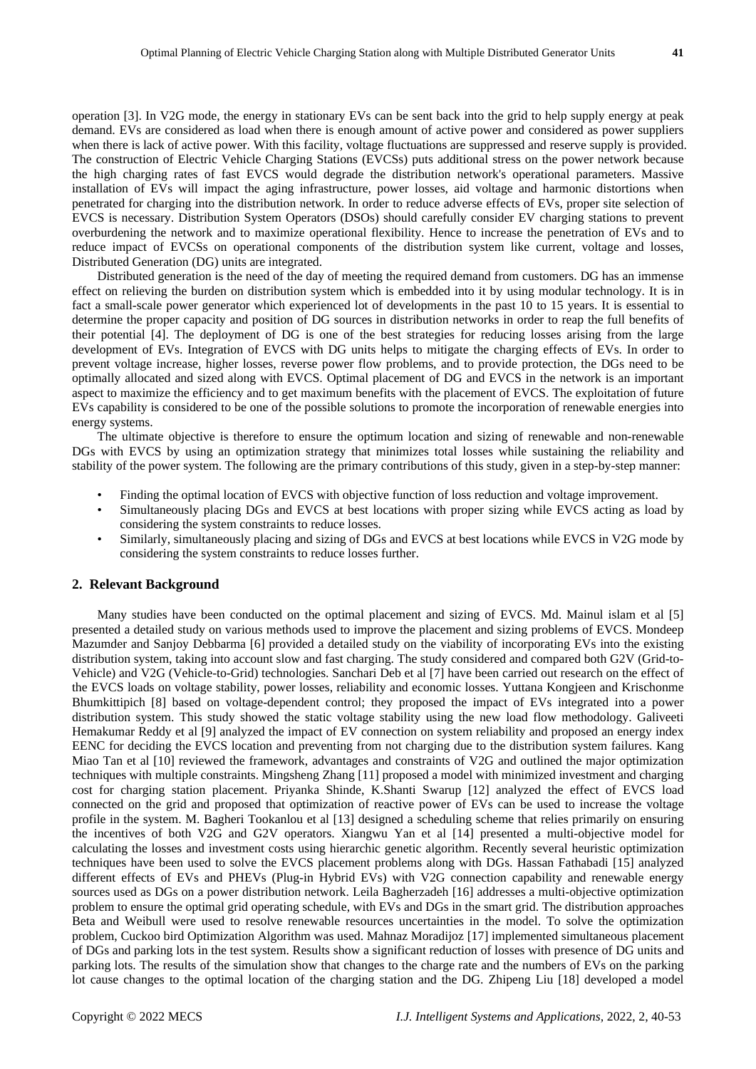operation [3]. In V2G mode, the energy in stationary EVs can be sent back into the grid to help supply energy at peak demand. EVs are considered as load when there is enough amount of active power and considered as power suppliers when there is lack of active power. With this facility, voltage fluctuations are suppressed and reserve supply is provided. The construction of Electric Vehicle Charging Stations (EVCSs) puts additional stress on the power network because the high charging rates of fast EVCS would degrade the distribution network's operational parameters. Massive installation of EVs will impact the aging infrastructure, power losses, aid voltage and harmonic distortions when penetrated for charging into the distribution network. In order to reduce adverse effects of EVs, proper site selection of EVCS is necessary. Distribution System Operators (DSOs) should carefully consider EV charging stations to prevent overburdening the network and to maximize operational flexibility. Hence to increase the penetration of EVs and to reduce impact of EVCSs on operational components of the distribution system like current, voltage and losses, Distributed Generation (DG) units are integrated.

Distributed generation is the need of the day of meeting the required demand from customers. DG has an immense effect on relieving the burden on distribution system which is embedded into it by using modular technology. It is in fact a small-scale power generator which experienced lot of developments in the past 10 to 15 years. It is essential to determine the proper capacity and position of DG sources in distribution networks in order to reap the full benefits of their potential [4]. The deployment of DG is one of the best strategies for reducing losses arising from the large development of EVs. Integration of EVCS with DG units helps to mitigate the charging effects of EVs. In order to prevent voltage increase, higher losses, reverse power flow problems, and to provide protection, the DGs need to be optimally allocated and sized along with EVCS. Optimal placement of DG and EVCS in the network is an important aspect to maximize the efficiency and to get maximum benefits with the placement of EVCS. The exploitation of future EVs capability is considered to be one of the possible solutions to promote the incorporation of renewable energies into energy systems.

The ultimate objective is therefore to ensure the optimum location and sizing of renewable and non-renewable DGs with EVCS by using an optimization strategy that minimizes total losses while sustaining the reliability and stability of the power system. The following are the primary contributions of this study, given in a step-by-step manner:

- Finding the optimal location of EVCS with objective function of loss reduction and voltage improvement.
- Simultaneously placing DGs and EVCS at best locations with proper sizing while EVCS acting as load by considering the system constraints to reduce losses.
- Similarly, simultaneously placing and sizing of DGs and EVCS at best locations while EVCS in V2G mode by considering the system constraints to reduce losses further.

## 2. Relevant Background

Many studies have been conducted on the optimal placement and sizing of EVCS. Md. Mainul islam et al [5] presented a detailed study on various methods used to improve the placement and sizing problems of EVCS. Mondeep Mazumder and Sanjoy Debbarma [6] provided a detailed study on the viability of incorporating EVs into the existing distribution system, taking into account slow and fast charging. The study considered and compared both G2V (Grid-to-Vehicle) and V2G (Vehicle-to-Grid) technologies. Sanchari Deb et al [7] have been carried out research on the effect of the EVCS loads on voltage stability, power losses, reliability and economic losses. Yuttana Kongjeen and Krischonme Bhumkittipich [8] based on voltage-dependent control; they proposed the impact of EVs integrated into a power distribution system. This study showed the static voltage stability using the new load flow methodology. Galiveeti Hemakumar Reddy et al [9] analyzed the impact of EV connection on system reliability and proposed an energy index EENC for deciding the EVCS location and preventing from not charging due to the distribution system failures. Kang Miao Tan et al [10] reviewed the framework, advantages and constraints of V2G and outlined the major optimization techniques with multiple constraints. Mingsheng Zhang [11] proposed a model with minimized investment and charging cost for charging station placement. Priyanka Shinde, K.Shanti Swarup [12] analyzed the effect of EVCS load connected on the grid and proposed that optimization of reactive power of EVs can be used to increase the voltage profile in the system. M. Bagheri Tookanlou et al [13] designed a scheduling scheme that relies primarily on ensuring the incentives of both V2G and G2V operators. Xiangwu Yan et al [14] presented a multi-objective model for calculating the losses and investment costs using hierarchic genetic algorithm. Recently several heuristic optimization techniques have been used to solve the EVCS placement problems along with DGs. Hassan Fathabadi [15] analyzed different effects of EVs and PHEVs (Plug-in Hybrid EVs) with V2G connection capability and renewable energy sources used as DGs on a power distribution network. Leila Bagherzadeh [16] addresses a multi-objective optimization problem to ensure the optimal grid operating schedule, with EVs and DGs in the smart grid. The distribution approaches Beta and Weibull were used to resolve renewable resources uncertainties in the model. To solve the optimization problem, Cuckoo bird Optimization Algorithm was used. Mahnaz Moradijoz [17] implemented simultaneous placement of DGs and parking lots in the test system. Results show a significant reduction of losses with presence of DG units and parking lots. The results of the simulation show that changes to the charge rate and the numbers of EVs on the parking lot cause changes to the optimal location of the charging station and the DG. Zhipeng Liu [18] developed a model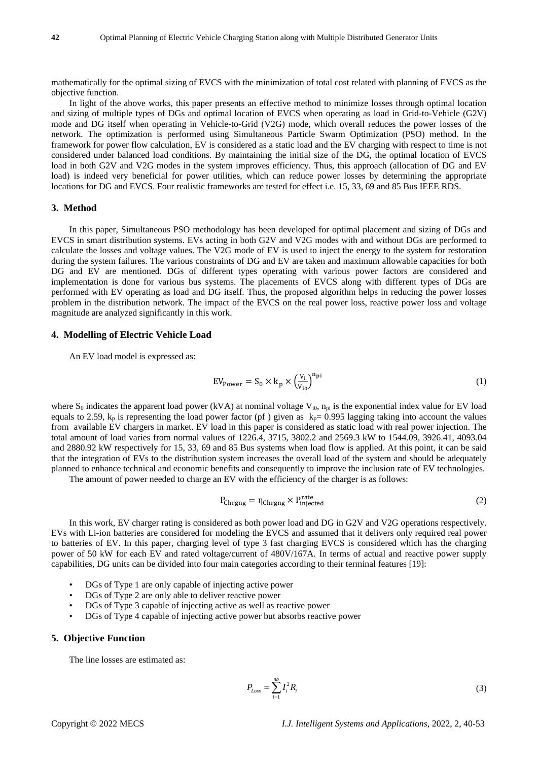mathematically for the optimal sizing of EVCS with the minimization of total cost related with planning of EVCS as the objective function.

In light of the above works, this paper presents an effective method to minimize losses through optimal location and sizing of multiple types of DGs and optimal location of EVCS when operating as load in Grid-to-Vehicle (G2V) mode and DG itself when operating in Vehicle-to-Grid (V2G) mode, which overall reduces the power losses of the network. The optimization is performed using Simultaneous Particle Swarm Optimization (PSO) method. In the framework for power flow calculation, EV is considered as a static load and the EV charging with respect to time is not considered under balanced load conditions. By maintaining the initial size of the DG, the optimal location of EVCS load in both G2V and V2G modes in the system improves efficiency. Thus, this approach (allocation of DG and EV load) is indeed very beneficial for power utilities, which can reduce power losses by determining the appropriate locations for DG and EVCS. Four realistic frameworks are tested for effect i.e. 15, 33, 69 and 85 Bus IEEE RDS.

## 3. Method

In this paper, Simultaneous PSO methodology has been developed for optimal placement and sizing of DGs and EVCS in smart distribution systems. EVs acting in both G2V and V2G modes with and without DGs are performed to calculate the losses and voltage values. The V2G mode of EV is used to inject the energy to the system for restoration during the system failures. The various constraints of DG and EV are taken and maximum allowable capacities for both DG and EV are mentioned. DGs of different types operating with various power factors are considered and implementation is done for various bus systems. The placements of EVCS along with different types of DGs are performed with EV operating as load and DG itself. Thus, the proposed algorithm helps in reducing the power losses problem in the distribution network. The impact of the EVCS on the real power loss, reactive power loss and voltage magnitude are analyzed significantly in this work.

## 4. Modelling of Electric Vehicle Load

An EV load model is expressed as:

$$\mathrm{EV_{Power}} = \mathrm{S_0} \times \mathrm{k_p} \times \left(\frac{\mathrm{V_i}}{\mathrm{V_{i0}}}\right)^{\mathrm{n_{pi}}} \tag{1}$$

where $S_0$ indicates the apparent load power (kVA) at nominal voltage $V_{i0}$, $n_{pi}$ is the exponential index value for EV load equals to 2.59, $k_p$ is representing the load power factor (pf ) given as $k_p = 0.995$ lagging taking into account the values from available EV chargers in market. EV load in this paper is considered as static load with real power injection. The total amount of load varies from normal values of 1226.4, 3715, 3802.2 and 2569.3 kW to 1544.09, 3926.41, 4093.04 and 2880.92 kW respectively for 15, 33, 69 and 85 Bus systems when load flow is applied. At this point, it can be said that the integration of EVs to the distribution system increases the overall load of the system and should be adequately planned to enhance technical and economic benefits and consequently to improve the inclusion rate of EV technologies.

The amount of power needed to charge an EV with the efficiency of the charger is as follows:

$$\mathrm{P_{Chrgng}} = \eta_{\mathrm{Chrgng}} \times \mathrm{P_{injected}^{rate}} \tag{2}$$

In this work, EV charger rating is considered as both power load and DG in G2V and V2G operations respectively. EVs with Li-ion batteries are considered for modeling the EVCS and assumed that it delivers only required real power to batteries of EV. In this paper, charging level of type 3 fast charging EVCS is considered which has the charging power of 50 kW for each EV and rated voltage/current of 480V/167A. In terms of actual and reactive power supply capabilities, DG units can be divided into four main categories according to their terminal features [19]:

- DGs of Type 1 are only capable of injecting active power
- DGs of Type 2 are only able to deliver reactive power
- DGs of Type 3 capable of injecting active as well as reactive power
- DGs of Type 4 capable of injecting active power but absorbs reactive power

## 5. Objective Function

The line losses are estimated as:

$$P_{Loss} = \sum_{i=1}^{nb} I_i^2 R_i \tag{3}$$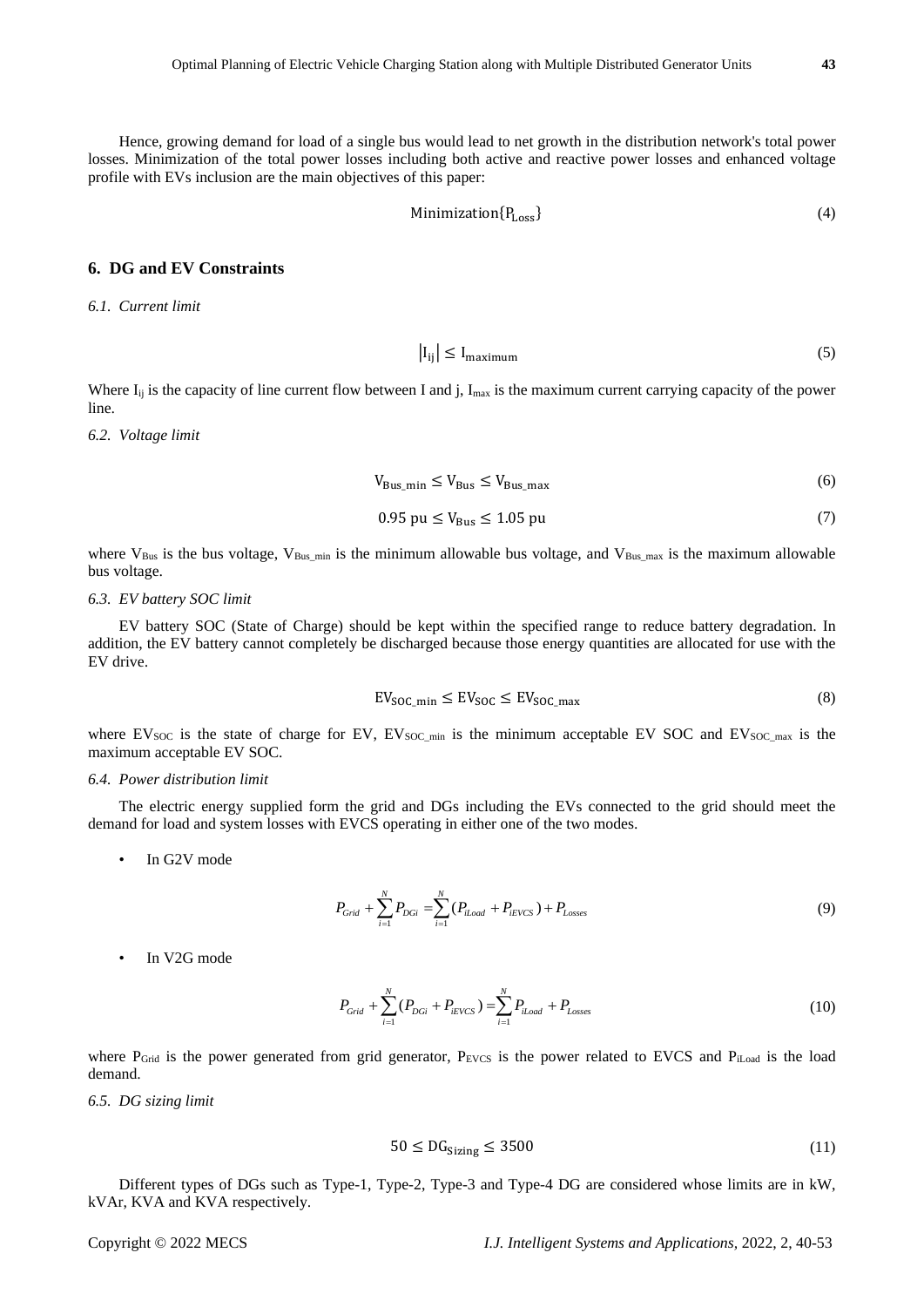Hence, growing demand for load of a single bus would lead to net growth in the distribution network's total power losses. Minimization of the total power losses including both active and reactive power losses and enhanced voltage profile with EVs inclusion are the main objectives of this paper:

$$\text{Minimization}\{P_{\text{Loss}}\} \tag{4}$$

## 6. DG and EV Constraints

*6.1. Current limit*

$$|I_{ij}| \leq I_{\text{maximum}} \tag{5}$$

Where $I_{ij}$ is the capacity of line current flow between I and j, $I_{max}$ is the maximum current carrying capacity of the power line.

*6.2. Voltage limit*

$$V_{\text{Bus\_min}} \leq V_{\text{Bus}} \leq V_{\text{Bus\_max}} \tag{6}$$

$$0.95 \text{ pu} \leq V_{\text{Bus}} \leq 1.05 \text{ pu} \tag{7}$$

where $V_{Bus}$ is the bus voltage, $V_{Bus\_min}$ is the minimum allowable bus voltage, and $V_{Bus\_max}$ is the maximum allowable bus voltage.

*6.3. EV battery SOC limit*

EV battery SOC (State of Charge) should be kept within the specified range to reduce battery degradation. In addition, the EV battery cannot completely be discharged because those energy quantities are allocated for use with the EV drive.

$$EV_{\text{SOC\_min}} \leq EV_{\text{SOC}} \leq EV_{\text{SOC\_max}} \tag{8}$$

where $EV_{SOC}$ is the state of charge for EV, $EV_{SOC\_min}$ is the minimum acceptable EV SOC and $EV_{SOC\_max}$ is the maximum acceptable EV SOC.

*6.4. Power distribution limit*

The electric energy supplied form the grid and DGs including the EVs connected to the grid should meet the demand for load and system losses with EVCS operating in either one of the two modes.

- In G2V mode

$$P_{Grid} + \sum_{i=1}^{N} P_{DGi} = \sum_{i=1}^{N} (P_{iLoad} + P_{iEVCS}) + P_{Losses} \tag{9}$$

- In V2G mode

$$P_{Grid} + \sum_{i=1}^{N} (P_{DGi} + P_{iEVCS}) = \sum_{i=1}^{N} P_{iLoad} + P_{Losses} \tag{10}$$

where $P_{Grid}$ is the power generated from grid generator, $P_{EVCS}$ is the power related to EVCS and $P_{iLoad}$ is the load demand.

*6.5. DG sizing limit*

$$50 \leq DG_{\text{Sizing}} \leq 3500 \tag{11}$$

Different types of DGs such as Type-1, Type-2, Type-3 and Type-4 DG are considered whose limits are in kW, kVAr, KVA and KVA respectively.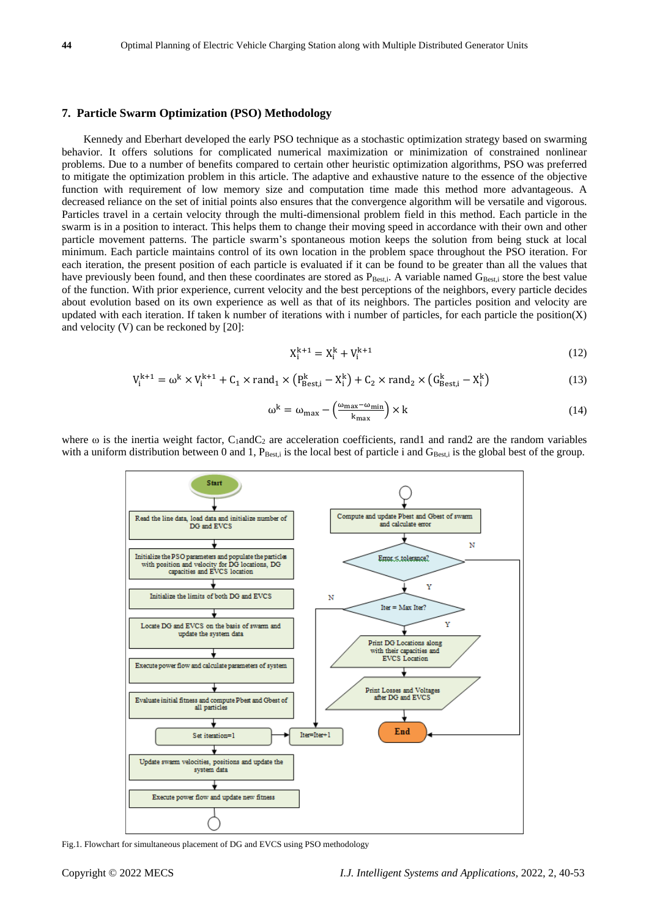## 7. Particle Swarm Optimization (PSO) Methodology

Kennedy and Eberhart developed the early PSO technique as a stochastic optimization strategy based on swarming behavior. It offers solutions for complicated numerical maximization or minimization of constrained nonlinear problems. Due to a number of benefits compared to certain other heuristic optimization algorithms, PSO was preferred to mitigate the optimization problem in this article. The adaptive and exhaustive nature to the essence of the objective function with requirement of low memory size and computation time made this method more advantageous. A decreased reliance on the set of initial points also ensures that the convergence algorithm will be versatile and vigorous. Particles travel in a certain velocity through the multi-dimensional problem field in this method. Each particle in the swarm is in a position to interact. This helps them to change their moving speed in accordance with their own and other particle movement patterns. The particle swarm's spontaneous motion keeps the solution from being stuck at local minimum. Each particle maintains control of its own location in the problem space throughout the PSO iteration. For each iteration, the present position of each particle is evaluated if it can be found to be greater than all the values that have previously been found, and then these coordinates are stored as $P_{Best,i}$. A variable named $G_{Best,i}$ store the best value of the function. With prior experience, current velocity and the best perceptions of the neighbors, every particle decides about evolution based on its own experience as well as that of its neighbors. The particles position and velocity are updated with each iteration. If taken k number of iterations with i number of particles, for each particle the position(X) and velocity (V) can be reckoned by [20]:

$$X_i^{k+1} = X_i^k + V_i^{k+1} \tag{12}$$

$$V_i^{k+1} = \omega^k \times V_i^{k+1} + C_1 \times rand_1 \times \left(P_{Best,i}^k - X_i^k\right) + C_2 \times rand_2 \times \left(G_{Best,i}^k - X_i^k\right) \tag{13}$$

$$\omega^k = \omega_{max} - \left(\frac{\omega_{max} - \omega_{min}}{k_{max}}\right) \times k \tag{14}$$

where $\omega$ is the inertia weight factor, $C_1$ and $C_2$ are acceleration coefficients, rand1 and rand2 are the random variables with a uniform distribution between 0 and 1, $P_{Best,i}$ is the local best of particle i and $G_{Best,i}$ is the global best of the group.

Start → Read the line data, load data and initialize number of DG and EVCS → Initialize the PSO parameters and populate the particles with position and velocity for DG locations, DG capacities and EVCS location → Initialize the limits of both DG and EVCS → Locate DG and EVCS on the basis of swarm and update the system data → Execute power flow and calculate parameters of system → Evaluate initial fitness and compute Pbest and Gbest of all particles → Set iteration=1 → Update swarm velocities, positions and update the system data → Execute power flow and update new fitness → Compute and update Pbest and Gbest of swarm and calculate error → Error ≤ tolerance? (N: End; Y: continue) → Iter = Max Iter? (N: Iter=Iter+1, return to update swarm velocities; Y: continue) → Print DG Locations along with their capacities and EVCS Location → Print Losses and Voltages after DG and EVCS → End

Fig.1. Flowchart for simultaneous placement of DG and EVCS using PSO methodology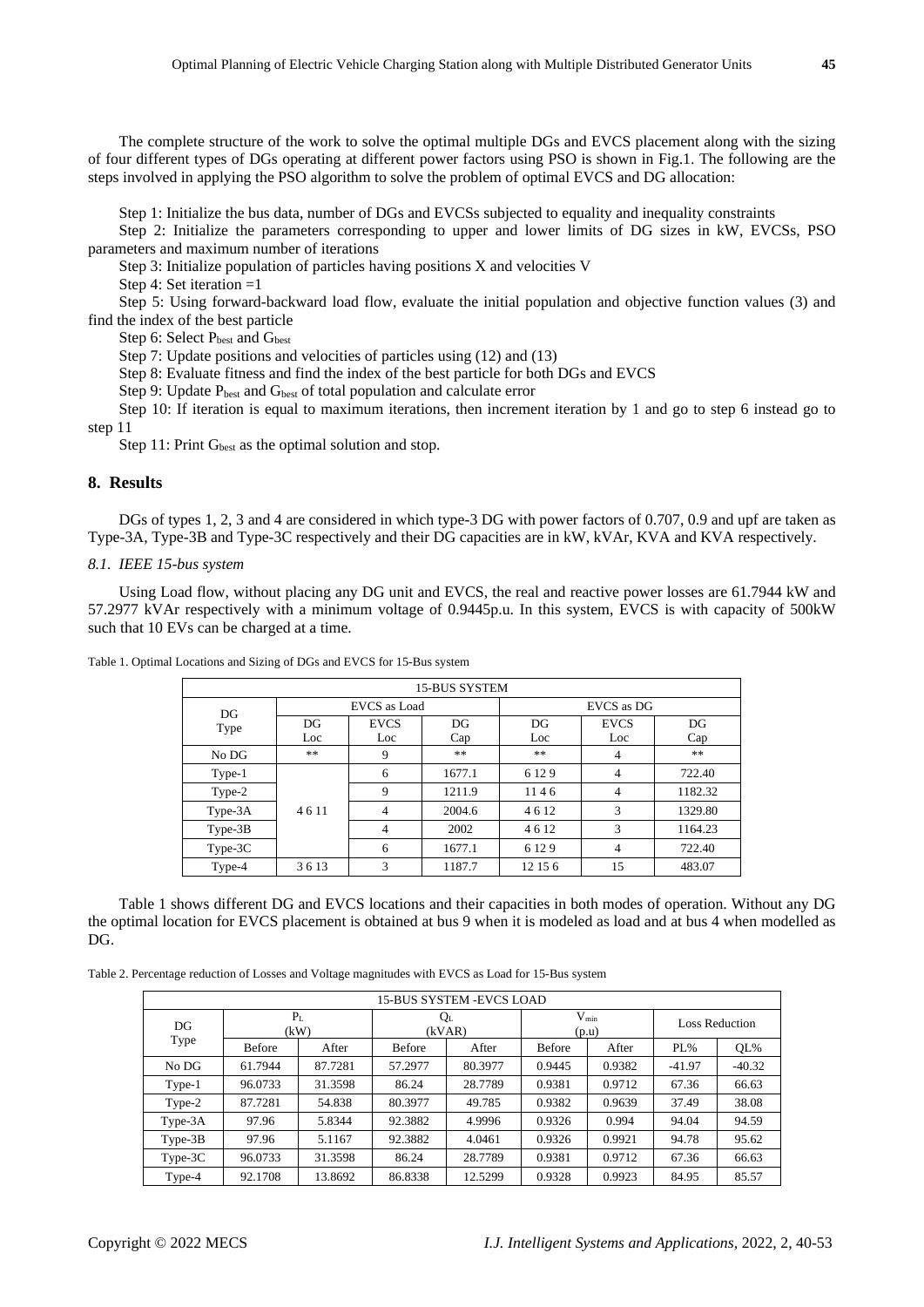The complete structure of the work to solve the optimal multiple DGs and EVCS placement along with the sizing of four different types of DGs operating at different power factors using PSO is shown in Fig.1. The following are the steps involved in applying the PSO algorithm to solve the problem of optimal EVCS and DG allocation:

Step 1: Initialize the bus data, number of DGs and EVCSs subjected to equality and inequality constraints

Step 2: Initialize the parameters corresponding to upper and lower limits of DG sizes in kW, EVCSs, PSO parameters and maximum number of iterations

Step 3: Initialize population of particles having positions X and velocities V

Step 4: Set iteration =1

Step 5: Using forward-backward load flow, evaluate the initial population and objective function values (3) and find the index of the best particle

Step 6: Select $P_{best}$ and $G_{best}$

Step 7: Update positions and velocities of particles using (12) and (13)

Step 8: Evaluate fitness and find the index of the best particle for both DGs and EVCS

Step 9: Update $P_{best}$ and $G_{best}$ of total population and calculate error

Step 10: If iteration is equal to maximum iterations, then increment iteration by 1 and go to step 6 instead go to step 11

Step 11: Print $G_{best}$ as the optimal solution and stop.

## 8. Results

DGs of types 1, 2, 3 and 4 are considered in which type-3 DG with power factors of 0.707, 0.9 and upf are taken as Type-3A, Type-3B and Type-3C respectively and their DG capacities are in kW, kVAr, KVA and KVA respectively.

### *8.1. IEEE 15-bus system*

Using Load flow, without placing any DG unit and EVCS, the real and reactive power losses are 61.7944 kW and 57.2977 kVAr respectively with a minimum voltage of 0.9445p.u. In this system, EVCS is with capacity of 500kW such that 10 EVs can be charged at a time.

Table 1. Optimal Locations and Sizing of DGs and EVCS for 15-Bus system

| 15-BUS SYSTEM | | | | | | |
|---|---|---|---|---|---|---|
| DG Type | EVCS as Load | | | EVCS as DG | | |
| | DG Loc | EVCS Loc | DG Cap | DG Loc | EVCS Loc | DG Cap |
| No DG | ** | 9 | ** | ** | 4 | ** |
| Type-1 | 4 6 11 | 6 | 1677.1 | 6 12 9 | 4 | 722.40 |
| Type-2 | 4 6 11 | 9 | 1211.9 | 11 4 6 | 4 | 1182.32 |
| Type-3A | 4 6 11 | 4 | 2004.6 | 4 6 12 | 3 | 1329.80 |
| Type-3B | 4 6 11 | 4 | 2002 | 4 6 12 | 3 | 1164.23 |
| Type-3C | 4 6 11 | 6 | 1677.1 | 6 12 9 | 4 | 722.40 |
| Type-4 | 3 6 13 | 3 | 1187.7 | 12 15 6 | 15 | 483.07 |

Table 1 shows different DG and EVCS locations and their capacities in both modes of operation. Without any DG the optimal location for EVCS placement is obtained at bus 9 when it is modeled as load and at bus 4 when modelled as DG.

Table 2. Percentage reduction of Losses and Voltage magnitudes with EVCS as Load for 15-Bus system

| 15-BUS SYSTEM -EVCS LOAD | | | | | | | | |
|---|---|---|---|---|---|---|---|---|
| DG Type | $P_L$ (kW) | | $Q_L$ (kVAR) | | $V_{min}$ (p.u) | | Loss Reduction | |
| | Before | After | Before | After | Before | After | PL% | QL% |
| No DG | 61.7944 | 87.7281 | 57.2977 | 80.3977 | 0.9445 | 0.9382 | -41.97 | -40.32 |
| Type-1 | 96.0733 | 31.3598 | 86.24 | 28.7789 | 0.9381 | 0.9712 | 67.36 | 66.63 |
| Type-2 | 87.7281 | 54.838 | 80.3977 | 49.785 | 0.9382 | 0.9639 | 37.49 | 38.08 |
| Type-3A | 97.96 | 5.8344 | 92.3882 | 4.9996 | 0.9326 | 0.994 | 94.04 | 94.59 |
| Type-3B | 97.96 | 5.1167 | 92.3882 | 4.0461 | 0.9326 | 0.9921 | 94.78 | 95.62 |
| Type-3C | 96.0733 | 31.3598 | 86.24 | 28.7789 | 0.9381 | 0.9712 | 67.36 | 66.63 |
| Type-4 | 92.1708 | 13.8692 | 86.8338 | 12.5299 | 0.9328 | 0.9923 | 84.95 | 85.57 |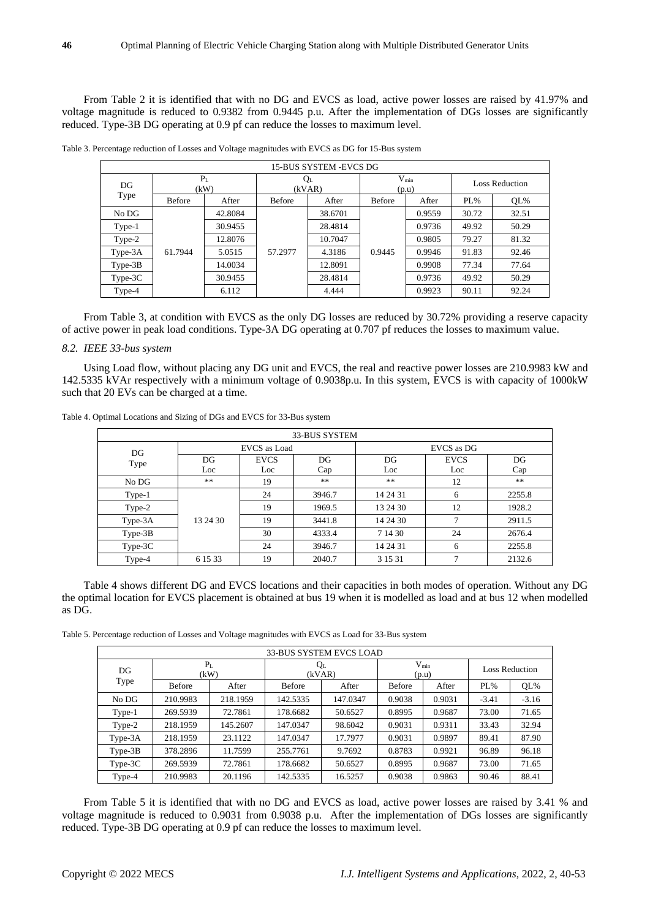From Table 2 it is identified that with no DG and EVCS as load, active power losses are raised by 41.97% and voltage magnitude is reduced to 0.9382 from 0.9445 p.u. After the implementation of DGs losses are significantly reduced. Type-3B DG operating at 0.9 pf can reduce the losses to maximum level.

Table 3. Percentage reduction of Losses and Voltage magnitudes with EVCS as DG for 15-Bus system

| 15-BUS SYSTEM -EVCS DG | | | | | | | | |
|---|---|---|---|---|---|---|---|---|
| DG Type | $P_L$ (kW) | | $Q_L$ (kVAR) | | $V_{min}$ (p.u) | | Loss Reduction | |
| | Before | After | Before | After | Before | After | PL% | QL% |
| No DG | 61.7944 | 42.8084 | 57.2977 | 38.6701 | 0.9445 | 0.9559 | 30.72 | 32.51 |
| Type-1 | | 30.9455 | | 28.4814 | | 0.9736 | 49.92 | 50.29 |
| Type-2 | | 12.8076 | | 10.7047 | | 0.9805 | 79.27 | 81.32 |
| Type-3A | | 5.0515 | | 4.3186 | | 0.9946 | 91.83 | 92.46 |
| Type-3B | | 14.0034 | | 12.8091 | | 0.9908 | 77.34 | 77.64 |
| Type-3C | | 30.9455 | | 28.4814 | | 0.9736 | 49.92 | 50.29 |
| Type-4 | | 6.112 | | 4.444 | | 0.9923 | 90.11 | 92.24 |

From Table 3, at condition with EVCS as the only DG losses are reduced by 30.72% providing a reserve capacity of active power in peak load conditions. Type-3A DG operating at 0.707 pf reduces the losses to maximum value.

### *8.2. IEEE 33-bus system*

Using Load flow, without placing any DG unit and EVCS, the real and reactive power losses are 210.9983 kW and 142.5335 kVAr respectively with a minimum voltage of 0.9038p.u. In this system, EVCS is with capacity of 1000kW such that 20 EVs can be charged at a time.

Table 4. Optimal Locations and Sizing of DGs and EVCS for 33-Bus system

| 33-BUS SYSTEM | | | | | | |
|---|---|---|---|---|---|---|
| DG Type | EVCS as Load | | | EVCS as DG | | |
| | DG Loc | EVCS Loc | DG Cap | DG Loc | EVCS Loc | DG Cap |
| No DG | ** | 19 | ** | ** | 12 | ** |
| Type-1 | 13 24 30 | 24 | 3946.7 | 14 24 31 | 6 | 2255.8 |
| Type-2 | | 19 | 1969.5 | 13 24 30 | 12 | 1928.2 |
| Type-3A | | 19 | 3441.8 | 14 24 30 | 7 | 2911.5 |
| Type-3B | | 30 | 4333.4 | 7 14 30 | 24 | 2676.4 |
| Type-3C | | 24 | 3946.7 | 14 24 31 | 6 | 2255.8 |
| Type-4 | 6 15 33 | 19 | 2040.7 | 3 15 31 | 7 | 2132.6 |

Table 4 shows different DG and EVCS locations and their capacities in both modes of operation. Without any DG the optimal location for EVCS placement is obtained at bus 19 when it is modelled as load and at bus 12 when modelled as DG.

Table 5. Percentage reduction of Losses and Voltage magnitudes with EVCS as Load for 33-Bus system

| 33-BUS SYSTEM EVCS LOAD | | | | | | | | |
|---|---|---|---|---|---|---|---|---|
| DG Type | $P_L$ (kW) | | $Q_L$ (kVAR) | | $V_{min}$ (p.u) | | Loss Reduction | |
| | Before | After | Before | After | Before | After | PL% | QL% |
| No DG | 210.9983 | 218.1959 | 142.5335 | 147.0347 | 0.9038 | 0.9031 | -3.41 | -3.16 |
| Type-1 | 269.5939 | 72.7861 | 178.6682 | 50.6527 | 0.8995 | 0.9687 | 73.00 | 71.65 |
| Type-2 | 218.1959 | 145.2607 | 147.0347 | 98.6042 | 0.9031 | 0.9311 | 33.43 | 32.94 |
| Type-3A | 218.1959 | 23.1122 | 147.0347 | 17.7977 | 0.9031 | 0.9897 | 89.41 | 87.90 |
| Type-3B | 378.2896 | 11.7599 | 255.7761 | 9.7692 | 0.8783 | 0.9921 | 96.89 | 96.18 |
| Type-3C | 269.5939 | 72.7861 | 178.6682 | 50.6527 | 0.8995 | 0.9687 | 73.00 | 71.65 |
| Type-4 | 210.9983 | 20.1196 | 142.5335 | 16.5257 | 0.9038 | 0.9863 | 90.46 | 88.41 |

From Table 5 it is identified that with no DG and EVCS as load, active power losses are raised by 3.41 % and voltage magnitude is reduced to 0.9031 from 0.9038 p.u. After the implementation of DGs losses are significantly reduced. Type-3B DG operating at 0.9 pf can reduce the losses to maximum level.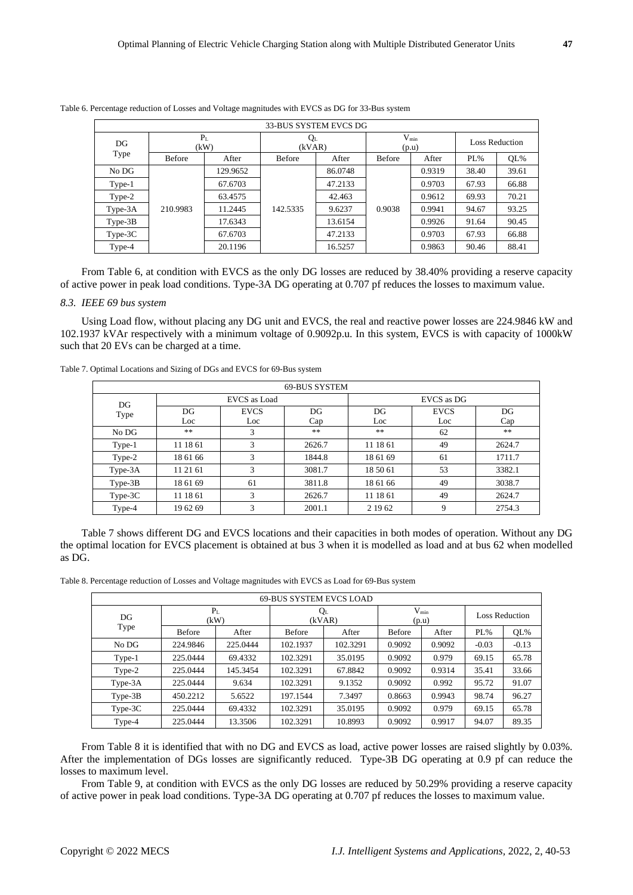Table 6. Percentage reduction of Losses and Voltage magnitudes with EVCS as DG for 33-Bus system

| 33-BUS SYSTEM EVCS DG | | | | | | | | |
|---|---|---|---|---|---|---|---|---|
| DG Type | $P_L$ (kW) | | $Q_L$ (kVAR) | | $V_{min}$ (p.u) | | Loss Reduction | |
| | Before | After | Before | After | Before | After | PL% | QL% |
| No DG | 210.9983 | 129.9652 | 142.5335 | 86.0748 | 0.9038 | 0.9319 | 38.40 | 39.61 |
| Type-1 | | 67.6703 | | 47.2133 | | 0.9703 | 67.93 | 66.88 |
| Type-2 | | 63.4575 | | 42.463 | | 0.9612 | 69.93 | 70.21 |
| Type-3A | | 11.2445 | | 9.6237 | | 0.9941 | 94.67 | 93.25 |
| Type-3B | | 17.6343 | | 13.6154 | | 0.9926 | 91.64 | 90.45 |
| Type-3C | | 67.6703 | | 47.2133 | | 0.9703 | 67.93 | 66.88 |
| Type-4 | | 20.1196 | | 16.5257 | | 0.9863 | 90.46 | 88.41 |

From Table 6, at condition with EVCS as the only DG losses are reduced by 38.40% providing a reserve capacity of active power in peak load conditions. Type-3A DG operating at 0.707 pf reduces the losses to maximum value.

### *8.3. IEEE 69 bus system*

Using Load flow, without placing any DG unit and EVCS, the real and reactive power losses are 224.9846 kW and 102.1937 kVAr respectively with a minimum voltage of 0.9092p.u. In this system, EVCS is with capacity of 1000kW such that 20 EVs can be charged at a time.

Table 7. Optimal Locations and Sizing of DGs and EVCS for 69-Bus system

| 69-BUS SYSTEM | | | | | | |
|---|---|---|---|---|---|---|
| DG Type | EVCS as Load | | | EVCS as DG | | |
| | DG Loc | EVCS Loc | DG Cap | DG Loc | EVCS Loc | DG Cap |
| No DG | ** | 3 | ** | ** | 62 | ** |
| Type-1 | 11 18 61 | 3 | 2626.7 | 11 18 61 | 49 | 2624.7 |
| Type-2 | 18 61 66 | 3 | 1844.8 | 18 61 69 | 61 | 1711.7 |
| Type-3A | 11 21 61 | 3 | 3081.7 | 18 50 61 | 53 | 3382.1 |
| Type-3B | 18 61 69 | 61 | 3811.8 | 18 61 66 | 49 | 3038.7 |
| Type-3C | 11 18 61 | 3 | 2626.7 | 11 18 61 | 49 | 2624.7 |
| Type-4 | 19 62 69 | 3 | 2001.1 | 2 19 62 | 9 | 2754.3 |

Table 7 shows different DG and EVCS locations and their capacities in both modes of operation. Without any DG the optimal location for EVCS placement is obtained at bus 3 when it is modelled as load and at bus 62 when modelled as DG.

Table 8. Percentage reduction of Losses and Voltage magnitudes with EVCS as Load for 69-Bus system

| 69-BUS SYSTEM EVCS LOAD | | | | | | | | |
|---|---|---|---|---|---|---|---|---|
| DG Type | $P_L$ (kW) | | $Q_L$ (kVAR) | | $V_{min}$ (p.u) | | Loss Reduction | |
| | Before | After | Before | After | Before | After | PL% | QL% |
| No DG | 224.9846 | 225.0444 | 102.1937 | 102.3291 | 0.9092 | 0.9092 | -0.03 | -0.13 |
| Type-1 | 225.0444 | 69.4332 | 102.3291 | 35.0195 | 0.9092 | 0.979 | 69.15 | 65.78 |
| Type-2 | 225.0444 | 145.3454 | 102.3291 | 67.8842 | 0.9092 | 0.9314 | 35.41 | 33.66 |
| Type-3A | 225.0444 | 9.634 | 102.3291 | 9.1352 | 0.9092 | 0.992 | 95.72 | 91.07 |
| Type-3B | 450.2212 | 5.6522 | 197.1544 | 7.3497 | 0.8663 | 0.9943 | 98.74 | 96.27 |
| Type-3C | 225.0444 | 69.4332 | 102.3291 | 35.0195 | 0.9092 | 0.979 | 69.15 | 65.78 |
| Type-4 | 225.0444 | 13.3506 | 102.3291 | 10.8993 | 0.9092 | 0.9917 | 94.07 | 89.35 |

From Table 8 it is identified that with no DG and EVCS as load, active power losses are raised slightly by 0.03%. After the implementation of DGs losses are significantly reduced. Type-3B DG operating at 0.9 pf can reduce the losses to maximum level.

From Table 9, at condition with EVCS as the only DG losses are reduced by 50.29% providing a reserve capacity of active power in peak load conditions. Type-3A DG operating at 0.707 pf reduces the losses to maximum value.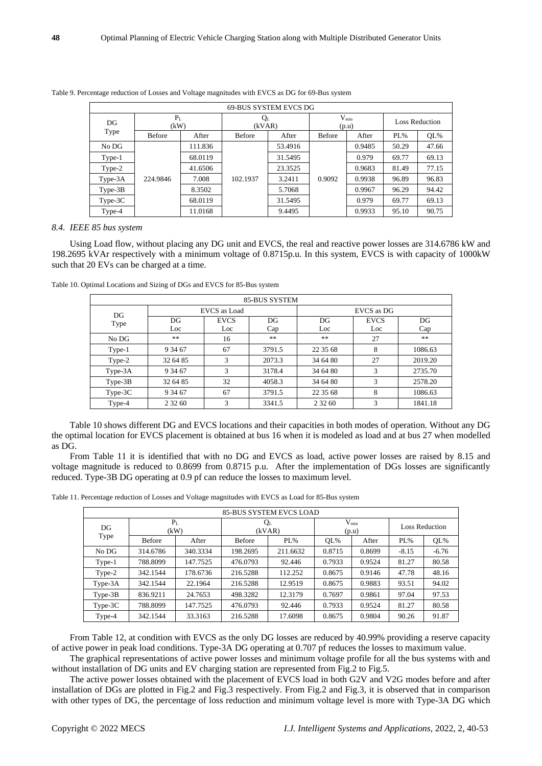Table 9. Percentage reduction of Losses and Voltage magnitudes with EVCS as DG for 69-Bus system

| 69-BUS SYSTEM EVCS DG | | | | | | | | |
|---|---|---|---|---|---|---|---|---|
| DG Type | $P_L$ (kW) | | $Q_L$ (kVAR) | | $V_{min}$ (p.u) | | Loss Reduction | |
| | Before | After | Before | After | Before | After | PL% | QL% |
| No DG | 224.9846 | 111.836 | 102.1937 | 53.4916 | 0.9092 | 0.9485 | 50.29 | 47.66 |
| Type-1 | | 68.0119 | | 31.5495 | | 0.979 | 69.77 | 69.13 |
| Type-2 | | 41.6506 | | 23.3525 | | 0.9683 | 81.49 | 77.15 |
| Type-3A | | 7.008 | | 3.2411 | | 0.9938 | 96.89 | 96.83 |
| Type-3B | | 8.3502 | | 5.7068 | | 0.9967 | 96.29 | 94.42 |
| Type-3C | | 68.0119 | | 31.5495 | | 0.979 | 69.77 | 69.13 |
| Type-4 | | 11.0168 | | 9.4495 | | 0.9933 | 95.10 | 90.75 |

### *8.4. IEEE 85 bus system*

Using Load flow, without placing any DG unit and EVCS, the real and reactive power losses are 314.6786 kW and 198.2695 kVAr respectively with a minimum voltage of 0.8715p.u. In this system, EVCS is with capacity of 1000kW such that 20 EVs can be charged at a time.

Table 10. Optimal Locations and Sizing of DGs and EVCS for 85-Bus system

| 85-BUS SYSTEM | | | | | | |
|---|---|---|---|---|---|---|
| DG Type | EVCS as Load | | | EVCS as DG | | |
| | DG Loc | EVCS Loc | DG Cap | DG Loc | EVCS Loc | DG Cap |
| No DG | ** | 16 | ** | ** | 27 | ** |
| Type-1 | 9 34 67 | 67 | 3791.5 | 22 35 68 | 8 | 1086.63 |
| Type-2 | 32 64 85 | 3 | 2073.3 | 34 64 80 | 27 | 2019.20 |
| Type-3A | 9 34 67 | 3 | 3178.4 | 34 64 80 | 3 | 2735.70 |
| Type-3B | 32 64 85 | 32 | 4058.3 | 34 64 80 | 3 | 2578.20 |
| Type-3C | 9 34 67 | 67 | 3791.5 | 22 35 68 | 8 | 1086.63 |
| Type-4 | 2 32 60 | 3 | 3341.5 | 2 32 60 | 3 | 1841.18 |

Table 10 shows different DG and EVCS locations and their capacities in both modes of operation. Without any DG the optimal location for EVCS placement is obtained at bus 16 when it is modeled as load and at bus 27 when modelled as DG.

From Table 11 it is identified that with no DG and EVCS as load, active power losses are raised by 8.15 and voltage magnitude is reduced to 0.8699 from 0.8715 p.u. After the implementation of DGs losses are significantly reduced. Type-3B DG operating at 0.9 pf can reduce the losses to maximum level.

Table 11. Percentage reduction of Losses and Voltage magnitudes with EVCS as Load for 85-Bus system

| 85-BUS SYSTEM EVCS LOAD | | | | | | | | |
|---|---|---|---|---|---|---|---|---|
| DG Type | $P_L$ (kW) | | $Q_L$ (kVAR) | | $V_{min}$ (p.u) | | Loss Reduction | |
| | Before | After | Before | PL% | QL% | After | PL% | QL% |
| No DG | 314.6786 | 340.3334 | 198.2695 | 211.6632 | 0.8715 | 0.8699 | -8.15 | -6.76 |
| Type-1 | 788.8099 | 147.7525 | 476.0793 | 92.446 | 0.7933 | 0.9524 | 81.27 | 80.58 |
| Type-2 | 342.1544 | 178.6736 | 216.5288 | 112.252 | 0.8675 | 0.9146 | 47.78 | 48.16 |
| Type-3A | 342.1544 | 22.1964 | 216.5288 | 12.9519 | 0.8675 | 0.9883 | 93.51 | 94.02 |
| Type-3B | 836.9211 | 24.7653 | 498.3282 | 12.3179 | 0.7697 | 0.9861 | 97.04 | 97.53 |
| Type-3C | 788.8099 | 147.7525 | 476.0793 | 92.446 | 0.7933 | 0.9524 | 81.27 | 80.58 |
| Type-4 | 342.1544 | 33.3163 | 216.5288 | 17.6098 | 0.8675 | 0.9804 | 90.26 | 91.87 |

From Table 12, at condition with EVCS as the only DG losses are reduced by 40.99% providing a reserve capacity of active power in peak load conditions. Type-3A DG operating at 0.707 pf reduces the losses to maximum value.

The graphical representations of active power losses and minimum voltage profile for all the bus systems with and without installation of DG units and EV charging station are represented from Fig.2 to Fig.5.

The active power losses obtained with the placement of EVCS load in both G2V and V2G modes before and after installation of DGs are plotted in Fig.2 and Fig.3 respectively. From Fig.2 and Fig.3, it is observed that in comparison with other types of DG, the percentage of loss reduction and minimum voltage level is more with Type-3A DG which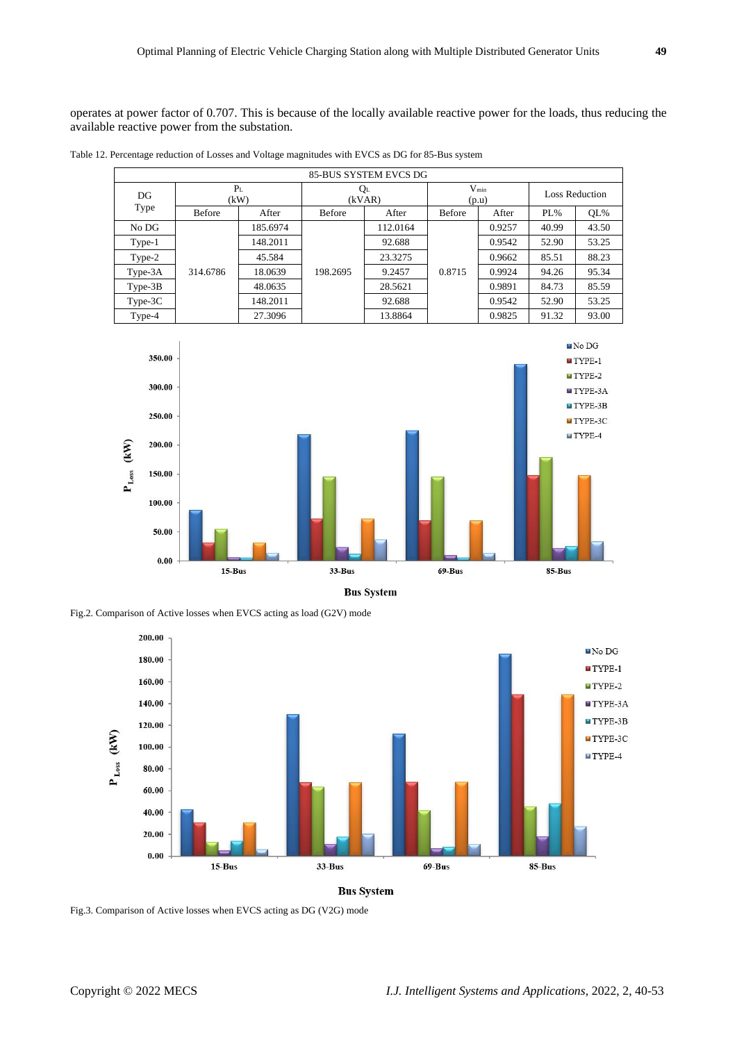operates at power factor of 0.707. This is because of the locally available reactive power for the loads, thus reducing the available reactive power from the substation.

Table 12. Percentage reduction of Losses and Voltage magnitudes with EVCS as DG for 85-Bus system

| 85-BUS SYSTEM EVCS DG | | | | | | | | |
|---|---|---|---|---|---|---|---|---|
| DG Type | $P_L$ (kW) | | $Q_L$ (kVAR) | | $V_{min}$ (p.u) | | Loss Reduction | |
| | Before | After | Before | After | Before | After | PL% | QL% |
| No DG | 314.6786 | 185.6974 | 198.2695 | 112.0164 | 0.8715 | 0.9257 | 40.99 | 43.50 |
| Type-1 | | 148.2011 | | 92.688 | | 0.9542 | 52.90 | 53.25 |
| Type-2 | | 45.584 | | 23.3275 | | 0.9662 | 85.51 | 88.23 |
| Type-3A | | 18.0639 | | 9.2457 | | 0.9924 | 94.26 | 95.34 |
| Type-3B | | 48.0635 | | 28.5621 | | 0.9891 | 84.73 | 85.59 |
| Type-3C | | 148.2011 | | 92.688 | | 0.9542 | 52.90 | 53.25 |
| Type-4 | | 27.3096 | | 13.8864 | | 0.9825 | 91.32 | 93.00 |

Fig.2. Comparison of Active losses when EVCS acting as load (G2V) mode

Fig.3. Comparison of Active losses when EVCS acting as DG (V2G) mode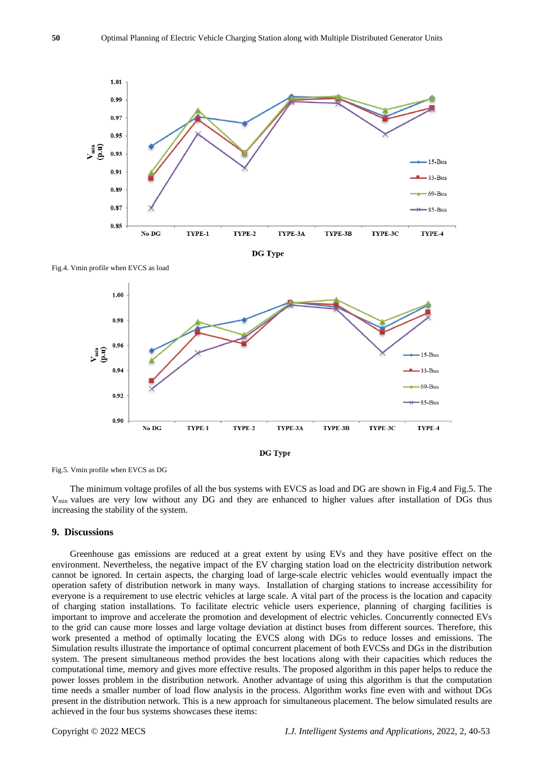Fig.4. Vmin profile when EVCS as load

Fig.5. Vmin profile when EVCS as DG

The minimum voltage profiles of all the bus systems with EVCS as load and DG are shown in Fig.4 and Fig.5. The $V_{min}$ values are very low without any DG and they are enhanced to higher values after installation of DGs thus increasing the stability of the system.

## 9. Discussions

Greenhouse gas emissions are reduced at a great extent by using EVs and they have positive effect on the environment. Nevertheless, the negative impact of the EV charging station load on the electricity distribution network cannot be ignored. In certain aspects, the charging load of large-scale electric vehicles would eventually impact the operation safety of distribution network in many ways. Installation of charging stations to increase accessibility for everyone is a requirement to use electric vehicles at large scale. A vital part of the process is the location and capacity of charging station installations. To facilitate electric vehicle users experience, planning of charging facilities is important to improve and accelerate the promotion and development of electric vehicles. Concurrently connected EVs to the grid can cause more losses and large voltage deviation at distinct buses from different sources. Therefore, this work presented a method of optimally locating the EVCS along with DGs to reduce losses and emissions. The Simulation results illustrate the importance of optimal concurrent placement of both EVCSs and DGs in the distribution system. The present simultaneous method provides the best locations along with their capacities which reduces the computational time, memory and gives more effective results. The proposed algorithm in this paper helps to reduce the power losses problem in the distribution network. Another advantage of using this algorithm is that the computation time needs a smaller number of load flow analysis in the process. Algorithm works fine even with and without DGs present in the distribution network. This is a new approach for simultaneous placement. The below simulated results are achieved in the four bus systems showcases these items: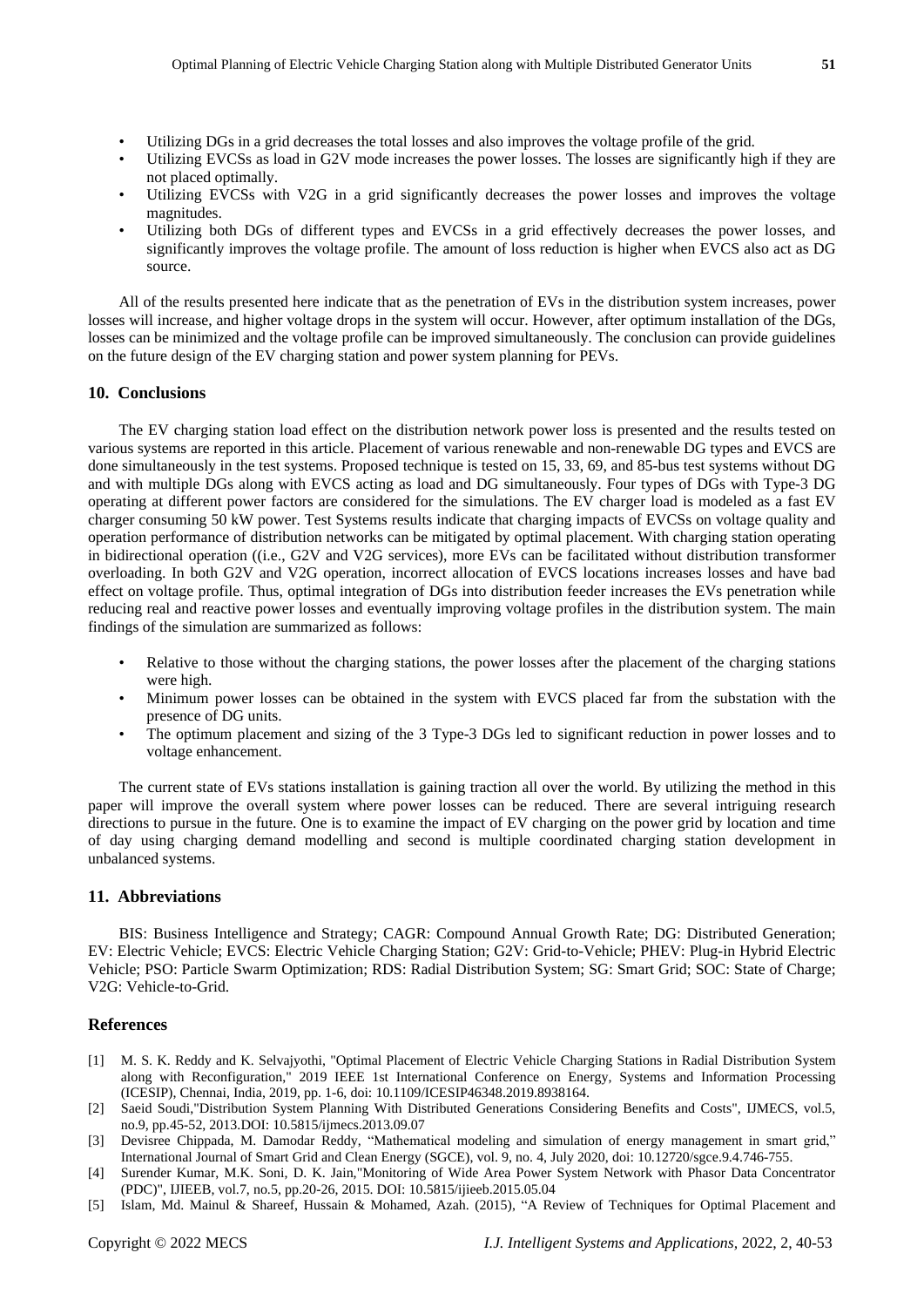- Utilizing DGs in a grid decreases the total losses and also improves the voltage profile of the grid.
- Utilizing EVCSs as load in G2V mode increases the power losses. The losses are significantly high if they are not placed optimally.
- Utilizing EVCSs with V2G in a grid significantly decreases the power losses and improves the voltage magnitudes.
- Utilizing both DGs of different types and EVCSs in a grid effectively decreases the power losses, and significantly improves the voltage profile. The amount of loss reduction is higher when EVCS also act as DG source.

All of the results presented here indicate that as the penetration of EVs in the distribution system increases, power losses will increase, and higher voltage drops in the system will occur. However, after optimum installation of the DGs, losses can be minimized and the voltage profile can be improved simultaneously. The conclusion can provide guidelines on the future design of the EV charging station and power system planning for PEVs.

## 10. Conclusions

The EV charging station load effect on the distribution network power loss is presented and the results tested on various systems are reported in this article. Placement of various renewable and non-renewable DG types and EVCS are done simultaneously in the test systems. Proposed technique is tested on 15, 33, 69, and 85-bus test systems without DG and with multiple DGs along with EVCS acting as load and DG simultaneously. Four types of DGs with Type-3 DG operating at different power factors are considered for the simulations. The EV charger load is modeled as a fast EV charger consuming 50 kW power. Test Systems results indicate that charging impacts of EVCSs on voltage quality and operation performance of distribution networks can be mitigated by optimal placement. With charging station operating in bidirectional operation ((i.e., G2V and V2G services), more EVs can be facilitated without distribution transformer overloading. In both G2V and V2G operation, incorrect allocation of EVCS locations increases losses and have bad effect on voltage profile. Thus, optimal integration of DGs into distribution feeder increases the EVs penetration while reducing real and reactive power losses and eventually improving voltage profiles in the distribution system. The main findings of the simulation are summarized as follows:

- Relative to those without the charging stations, the power losses after the placement of the charging stations were high.
- Minimum power losses can be obtained in the system with EVCS placed far from the substation with the presence of DG units.
- The optimum placement and sizing of the 3 Type-3 DGs led to significant reduction in power losses and to voltage enhancement.

The current state of EVs stations installation is gaining traction all over the world. By utilizing the method in this paper will improve the overall system where power losses can be reduced. There are several intriguing research directions to pursue in the future. One is to examine the impact of EV charging on the power grid by location and time of day using charging demand modelling and second is multiple coordinated charging station development in unbalanced systems.

## 11. Abbreviations

BIS: Business Intelligence and Strategy; CAGR: Compound Annual Growth Rate; DG: Distributed Generation; EV: Electric Vehicle; EVCS: Electric Vehicle Charging Station; G2V: Grid-to-Vehicle; PHEV: Plug-in Hybrid Electric Vehicle; PSO: Particle Swarm Optimization; RDS: Radial Distribution System; SG: Smart Grid; SOC: State of Charge; V2G: Vehicle-to-Grid.

## References

[1] M. S. K. Reddy and K. Selvajyothi, "Optimal Placement of Electric Vehicle Charging Stations in Radial Distribution System along with Reconfiguration," 2019 IEEE 1st International Conference on Energy, Systems and Information Processing (ICESIP), Chennai, India, 2019, pp. 1-6, doi: 10.1109/ICESIP46348.2019.8938164.

[2] Saeid Soudi,"Distribution System Planning With Distributed Generations Considering Benefits and Costs", IJMECS, vol.5, no.9, pp.45-52, 2013.DOI: 10.5815/ijmecs.2013.09.07

[3] Devisree Chippada, M. Damodar Reddy, "Mathematical modeling and simulation of energy management in smart grid," International Journal of Smart Grid and Clean Energy (SGCE), vol. 9, no. 4, July 2020, doi: 10.12720/sgce.9.4.746-755.

[4] Surender Kumar, M.K. Soni, D. K. Jain,"Monitoring of Wide Area Power System Network with Phasor Data Concentrator (PDC)", IJIEEB, vol.7, no.5, pp.20-26, 2015. DOI: 10.5815/ijieeb.2015.05.04

[5] Islam, Md. Mainul & Shareef, Hussain & Mohamed, Azah. (2015), "A Review of Techniques for Optimal Placement and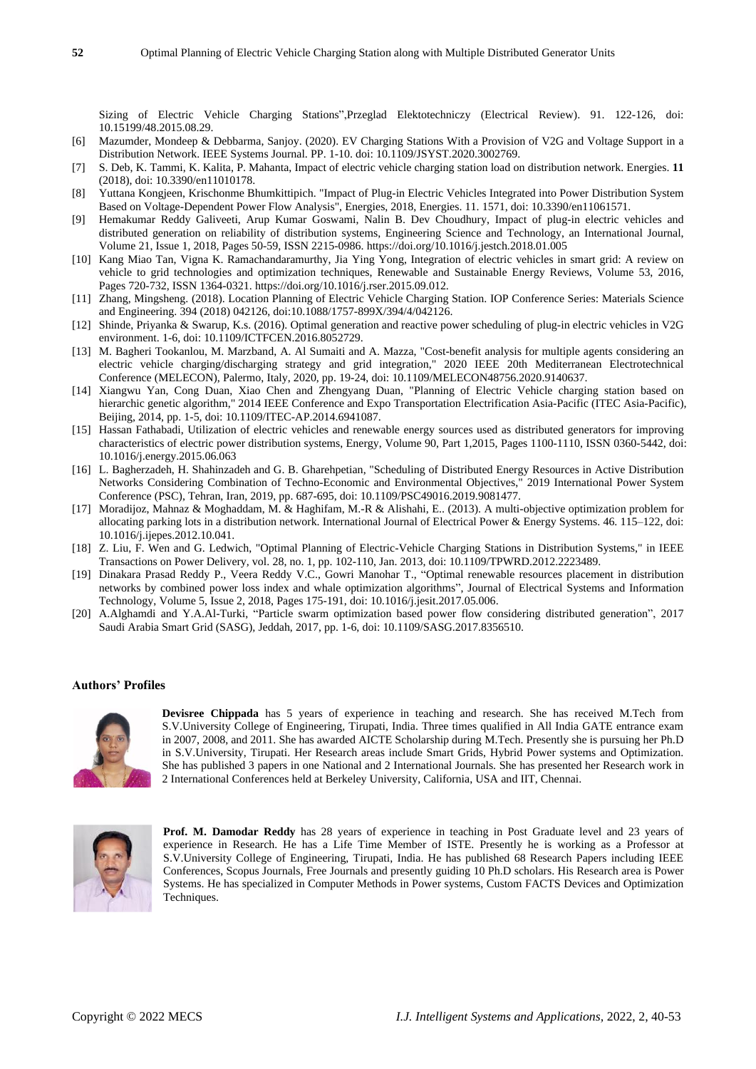Sizing of Electric Vehicle Charging Stations",Przeglad Elektotechniczy (Electrical Review). 91. 122-126, doi: 10.15199/48.2015.08.29.

[6] Mazumder, Mondeep & Debbarma, Sanjoy. (2020). EV Charging Stations With a Provision of V2G and Voltage Support in a Distribution Network. IEEE Systems Journal. PP. 1-10. doi: 10.1109/JSYST.2020.3002769.

[7] S. Deb, K. Tammi, K. Kalita, P. Mahanta, Impact of electric vehicle charging station load on distribution network. Energies. **11** (2018), doi: 10.3390/en11010178.

[8] Yuttana Kongjeen, Krischonme Bhumkittipich. "Impact of Plug-in Electric Vehicles Integrated into Power Distribution System Based on Voltage-Dependent Power Flow Analysis", Energies, 2018, Energies. 11. 1571, doi: 10.3390/en11061571.

[9] Hemakumar Reddy Galiveeti, Arup Kumar Goswami, Nalin B. Dev Choudhury, Impact of plug-in electric vehicles and distributed generation on reliability of distribution systems, Engineering Science and Technology, an International Journal, Volume 21, Issue 1, 2018, Pages 50-59, ISSN 2215-0986. https://doi.org/10.1016/j.jestch.2018.01.005

[10] Kang Miao Tan, Vigna K. Ramachandaramurthy, Jia Ying Yong, Integration of electric vehicles in smart grid: A review on vehicle to grid technologies and optimization techniques, Renewable and Sustainable Energy Reviews, Volume 53, 2016, Pages 720-732, ISSN 1364-0321. https://doi.org/10.1016/j.rser.2015.09.012.

[11] Zhang, Mingsheng. (2018). Location Planning of Electric Vehicle Charging Station. IOP Conference Series: Materials Science and Engineering. 394 (2018) 042126, doi:10.1088/1757-899X/394/4/042126.

[12] Shinde, Priyanka & Swarup, K.s. (2016). Optimal generation and reactive power scheduling of plug-in electric vehicles in V2G environment. 1-6, doi: 10.1109/ICTFCEN.2016.8052729.

[13] M. Bagheri Tookanlou, M. Marzband, A. Al Sumaiti and A. Mazza, "Cost-benefit analysis for multiple agents considering an electric vehicle charging/discharging strategy and grid integration," 2020 IEEE 20th Mediterranean Electrotechnical Conference (MELECON), Palermo, Italy, 2020, pp. 19-24, doi: 10.1109/MELECON48756.2020.9140637.

[14] Xiangwu Yan, Cong Duan, Xiao Chen and Zhengyang Duan, "Planning of Electric Vehicle charging station based on hierarchic genetic algorithm," 2014 IEEE Conference and Expo Transportation Electrification Asia-Pacific (ITEC Asia-Pacific), Beijing, 2014, pp. 1-5, doi: 10.1109/ITEC-AP.2014.6941087.

[15] Hassan Fathabadi, Utilization of electric vehicles and renewable energy sources used as distributed generators for improving characteristics of electric power distribution systems, Energy, Volume 90, Part 1,2015, Pages 1100-1110, ISSN 0360-5442, doi: 10.1016/j.energy.2015.06.063

[16] L. Bagherzadeh, H. Shahinzadeh and G. B. Gharehpetian, "Scheduling of Distributed Energy Resources in Active Distribution Networks Considering Combination of Techno-Economic and Environmental Objectives," 2019 International Power System Conference (PSC), Tehran, Iran, 2019, pp. 687-695, doi: 10.1109/PSC49016.2019.9081477.

[17] Moradijoz, Mahnaz & Moghaddam, M. & Haghifam, M.-R & Alishahi, E.. (2013). A multi-objective optimization problem for allocating parking lots in a distribution network. International Journal of Electrical Power & Energy Systems. 46. 115–122, doi: 10.1016/j.ijepes.2012.10.041.

[18] Z. Liu, F. Wen and G. Ledwich, "Optimal Planning of Electric-Vehicle Charging Stations in Distribution Systems," in IEEE Transactions on Power Delivery, vol. 28, no. 1, pp. 102-110, Jan. 2013, doi: 10.1109/TPWRD.2012.2223489.

[19] Dinakara Prasad Reddy P., Veera Reddy V.C., Gowri Manohar T., "Optimal renewable resources placement in distribution networks by combined power loss index and whale optimization algorithms", Journal of Electrical Systems and Information Technology, Volume 5, Issue 2, 2018, Pages 175-191, doi: 10.1016/j.jesit.2017.05.006.

[20] A.Alghamdi and Y.A.Al-Turki, "Particle swarm optimization based power flow considering distributed generation", 2017 Saudi Arabia Smart Grid (SASG), Jeddah, 2017, pp. 1-6, doi: 10.1109/SASG.2017.8356510.

### Authors' Profiles

**Devisree Chippada** has 5 years of experience in teaching and research. She has received M.Tech from S.V.University College of Engineering, Tirupati, India. Three times qualified in All India GATE entrance exam in 2007, 2008, and 2011. She has awarded AICTE Scholarship during M.Tech. Presently she is pursuing her Ph.D in S.V.University, Tirupati. Her Research areas include Smart Grids, Hybrid Power systems and Optimization. She has published 3 papers in one National and 2 International Journals. She has presented her Research work in 2 International Conferences held at Berkeley University, California, USA and IIT, Chennai.

**Prof. M. Damodar Reddy** has 28 years of experience in teaching in Post Graduate level and 23 years of experience in Research. He has a Life Time Member of ISTE. Presently he is working as a Professor at S.V.University College of Engineering, Tirupati, India. He has published 68 Research Papers including IEEE Conferences, Scopus Journals, Free Journals and presently guiding 10 Ph.D scholars. His Research area is Power Systems. He has specialized in Computer Methods in Power systems, Custom FACTS Devices and Optimization Techniques.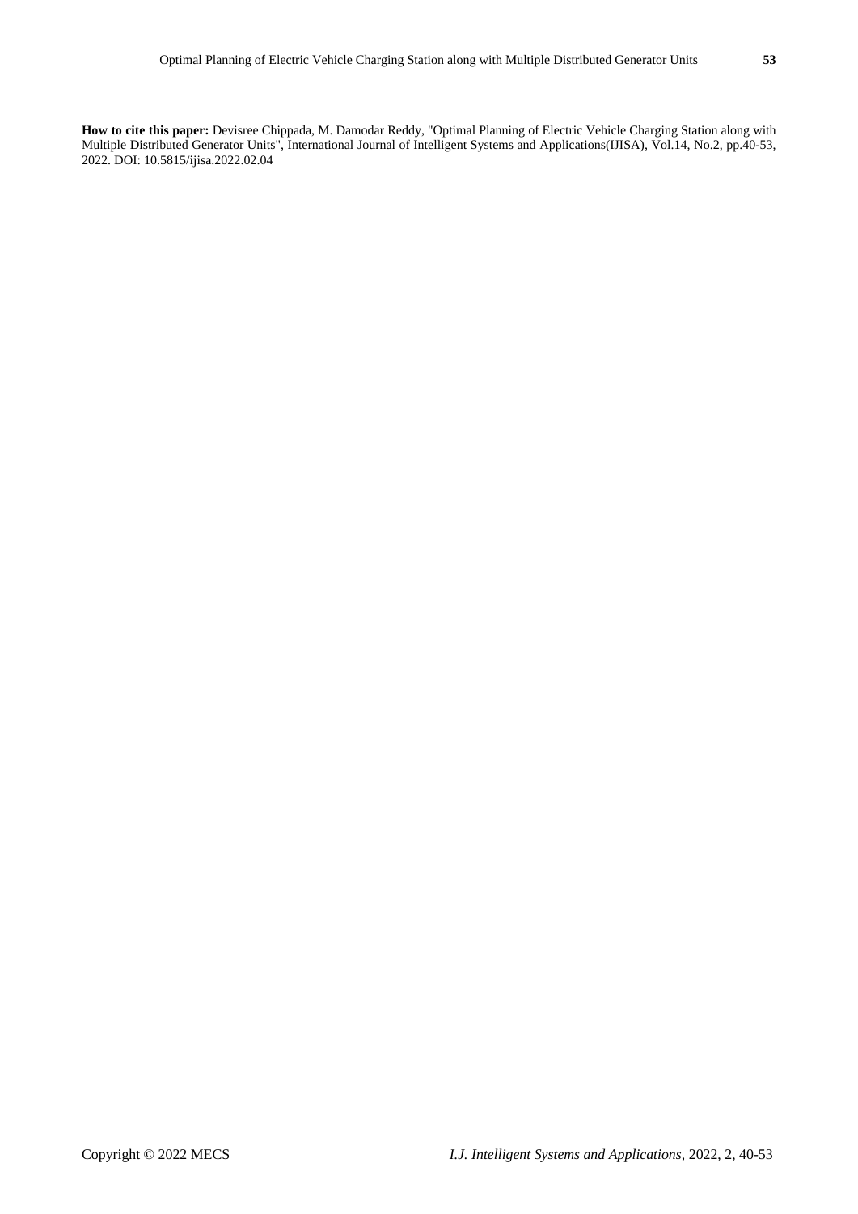**How to cite this paper:** Devisree Chippada, M. Damodar Reddy, "Optimal Planning of Electric Vehicle Charging Station along with Multiple Distributed Generator Units", International Journal of Intelligent Systems and Applications(IJISA), Vol.14, No.2, pp.40-53, 2022. DOI: 10.5815/ijisa.2022.02.04